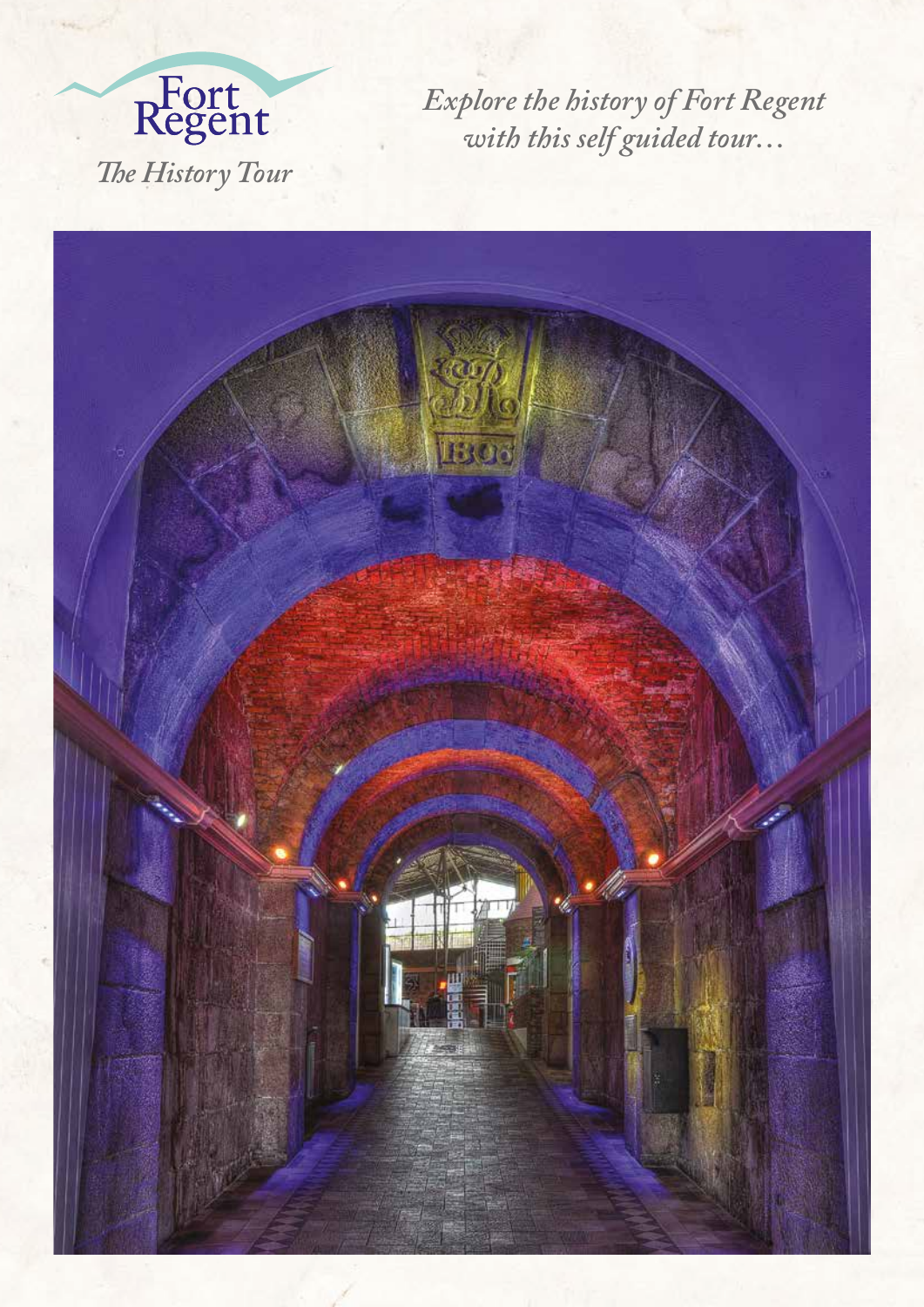# Fort Regent

*The History Tour*

*Explore the history of Fort Regent with this self guided tour…*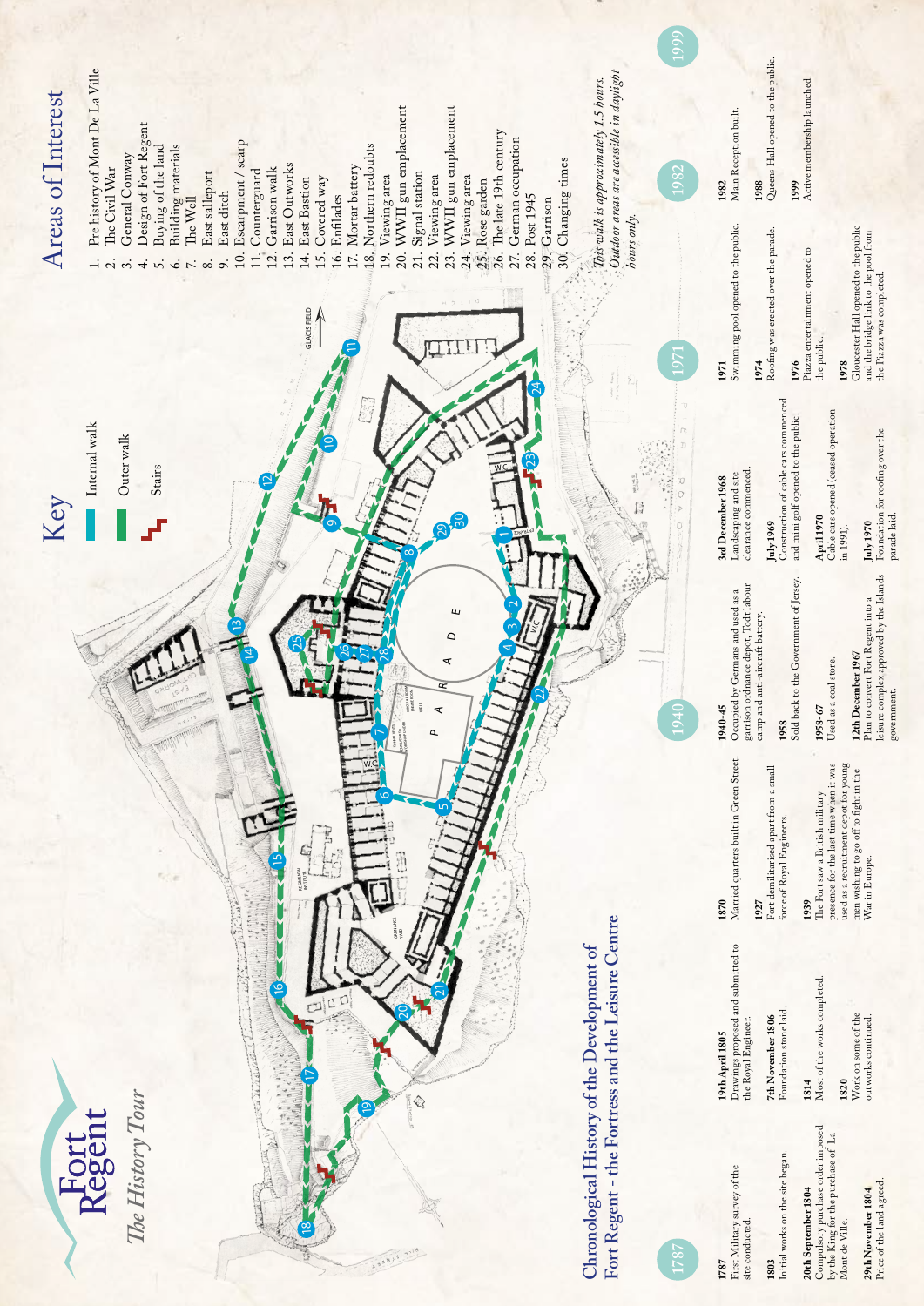# Fort Regent

## *The History Tour*

## Key

- Internal walk
- Outer walk
- Stairs

## Areas of Interest

1. Pre history of Mont De La Ville
2. The Civil War
3. General Conway
4. Design of Fort Regent
5. Buying of the land
6. Building materials
7. The Well
8. East sallyport
9. East ditch
10. Escarpment / scarp
11. Counterguard
12. Garrison walk
13. East Outworks
14. East Bastion
15. Covered way
16. Enfilades
17. Mortar battery
18. Northern redoubts
19. Viewing area
20. WWII gun emplacement
21. Signal station
22. Viewing area
23. WWII gun emplacement
24. Viewing area
25. Rose garden
26. The late 19th century
27. German occupation
28. Post 1945
29. Garrison
30. Changing times

*This walk is approximately 1.5 hours. Outdoor areas are accessible in daylight hours only.*

## Chronological History of the Development of Fort Regent - the Fortress and the Leisure Centre

### 1787

**1787**
First Military survey of the site conducted.

**1803**
Initial works on the site began.

**20th September 1804**
Compulsory purchase order imposed by the King for the purchase of La Mont de Ville.

**29th November 1804**
Price of the land agreed.

**19th April 1805**
Drawings proposed and submitted to the Royal Engineer.

**7th November 1806**
Foundation stone laid.

**1814**
Most of the works completed.

**1820**
Work on some of the outworks continued.

**1870**
Married quarters built in Green Street.

**1927**
Fort demilitarised apart from a small force of Royal Engineers.

**1939**
The Fort saw a British military presence for the last time when it was used as a recruitment depot for young men wishing to go off to fight in the War in Europe.

### 1940

**1940-45**
Occupied by Germans and used as a garrison ordnance depot, Todt labour camp and anti-aircraft battery.

**1958**
Sold back to the Government of Jersey.

**1958-67**
Used as a coal store.

**12th December 1967**
Plan to convert Fort Regent into a leisure complex approved by the Islands government.

**3rd December 1968**
Landscaping and site clearance commenced.

**July 1969**
Construction of cable cars commenced and mini golf opened to the public.

**April 1970**
Cable cars opened (ceased operation in 1991).

**July 1970**
Foundation for roofing over the parade laid.

### 1971

**1971**
Swimming pool opened to the public.

**1974**
Roofing was erected over the parade.

**1976**
Piazza entertainment opened to the public.

**1978**
Gloucester Hall opened to the public and the bridge link to the pool from the Piazza was completed.

### 1982

**1982**
Main Reception built.

**1988**
Queens Hall opened to the public.

**1999**
Active membership launched.

### 1999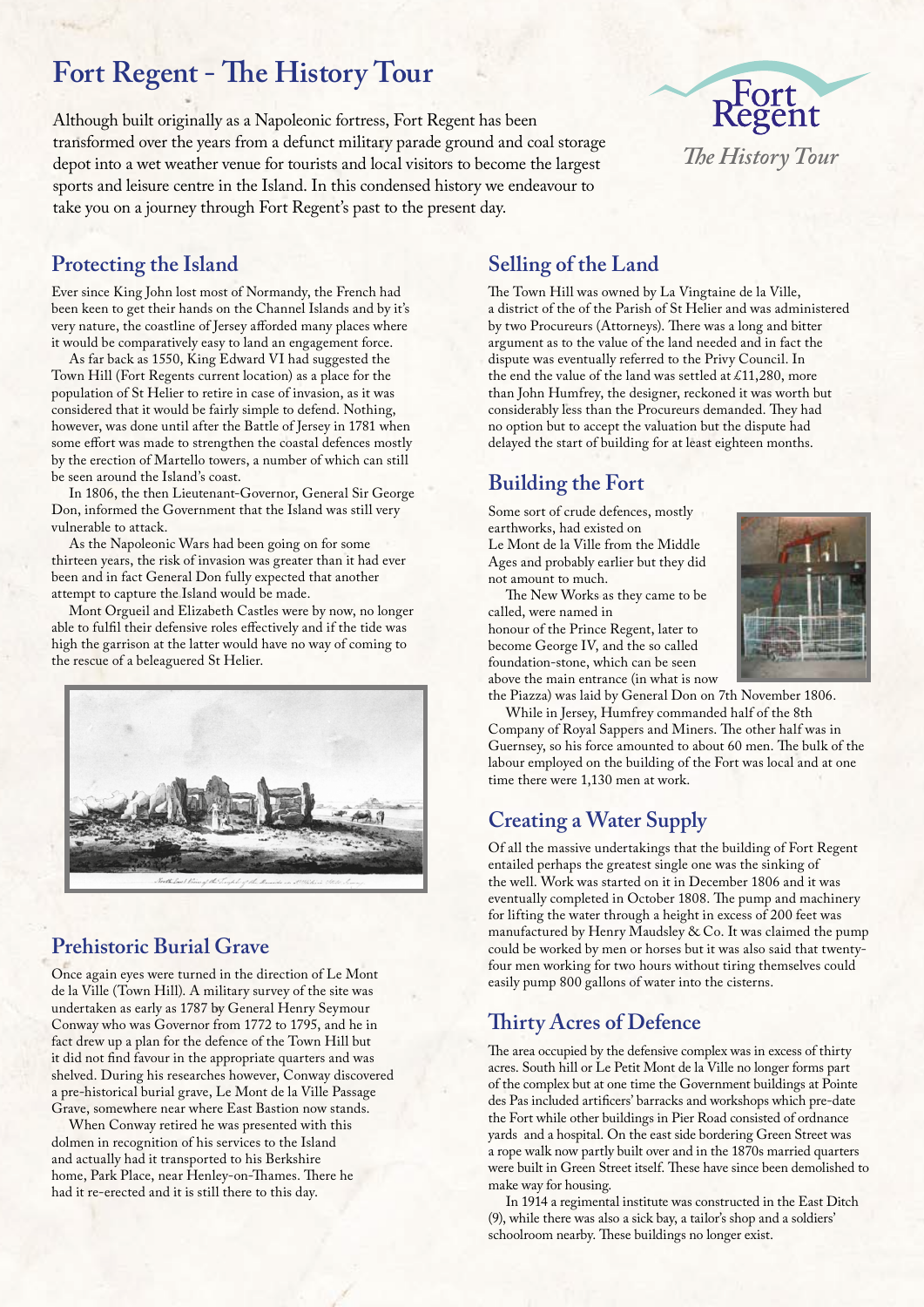# Fort Regent - The History Tour

Although built originally as a Napoleonic fortress, Fort Regent has been transformed over the years from a defunct military parade ground and coal storage depot into a wet weather venue for tourists and local visitors to become the largest sports and leisure centre in the Island. In this condensed history we endeavour to take you on a journey through Fort Regent's past to the present day.

## Protecting the Island

Ever since King John lost most of Normandy, the French had been keen to get their hands on the Channel Islands and by it's very nature, the coastline of Jersey afforded many places where it would be comparatively easy to land an engagement force.

As far back as 1550, King Edward VI had suggested the Town Hill (Fort Regents current location) as a place for the population of St Helier to retire in case of invasion, as it was considered that it would be fairly simple to defend. Nothing, however, was done until after the Battle of Jersey in 1781 when some effort was made to strengthen the coastal defences mostly by the erection of Martello towers, a number of which can still be seen around the Island's coast.

In 1806, the then Lieutenant-Governor, General Sir George Don, informed the Government that the Island was still very vulnerable to attack.

As the Napoleonic Wars had been going on for some thirteen years, the risk of invasion was greater than it had ever been and in fact General Don fully expected that another attempt to capture the Island would be made.

Mont Orgueil and Elizabeth Castles were by now, no longer able to fulfil their defensive roles effectively and if the tide was high the garrison at the latter would have no way of coming to the rescue of a beleaguered St Helier.

## Prehistoric Burial Grave

Once again eyes were turned in the direction of Le Mont de la Ville (Town Hill). A military survey of the site was undertaken as early as 1787 by General Henry Seymour Conway who was Governor from 1772 to 1795, and he in fact drew up a plan for the defence of the Town Hill but it did not find favour in the appropriate quarters and was shelved. During his researches however, Conway discovered a pre-historical burial grave, Le Mont de la Ville Passage Grave, somewhere near where East Bastion now stands.

When Conway retired he was presented with this dolmen in recognition of his services to the Island and actually had it transported to his Berkshire home, Park Place, near Henley-on-Thames. There he had it re-erected and it is still there to this day.

## Selling of the Land

The Town Hill was owned by La Vingtaine de la Ville, a district of the of the Parish of St Helier and was administered by two Procureurs (Attorneys). There was a long and bitter argument as to the value of the land needed and in fact the dispute was eventually referred to the Privy Council. In the end the value of the land was settled at £11,280, more than John Humfrey, the designer, reckoned it was worth but considerably less than the Procureurs demanded. They had no option but to accept the valuation but the dispute had delayed the start of building for at least eighteen months.

## Building the Fort

Some sort of crude defences, mostly earthworks, had existed on Le Mont de la Ville from the Middle Ages and probably earlier but they did not amount to much.

The New Works as they came to be called, were named in honour of the Prince Regent, later to become George IV, and the so called foundation-stone, which can be seen above the main entrance (in what is now the Piazza) was laid by General Don on 7th November 1806.

While in Jersey, Humfrey commanded half of the 8th Company of Royal Sappers and Miners. The other half was in Guernsey, so his force amounted to about 60 men. The bulk of the labour employed on the building of the Fort was local and at one time there were 1,130 men at work.

## Creating a Water Supply

Of all the massive undertakings that the building of Fort Regent entailed perhaps the greatest single one was the sinking of the well. Work was started on it in December 1806 and it was eventually completed in October 1808. The pump and machinery for lifting the water through a height in excess of 200 feet was manufactured by Henry Maudsley & Co. It was claimed the pump could be worked by men or horses but it was also said that twenty-four men working for two hours without tiring themselves could easily pump 800 gallons of water into the cisterns.

## Thirty Acres of Defence

The area occupied by the defensive complex was in excess of thirty acres. South hill or Le Petit Mont de la Ville no longer forms part of the complex but at one time the Government buildings at Pointe des Pas included artificers' barracks and workshops which pre-date the Fort while other buildings in Pier Road consisted of ordnance yards and a hospital. On the east side bordering Green Street was a rope walk now partly built over and in the 1870s married quarters were built in Green Street itself. These have since been demolished to make way for housing.

In 1914 a regimental institute was constructed in the East Ditch (9), while there was also a sick bay, a tailor's shop and a soldiers' schoolroom nearby. These buildings no longer exist.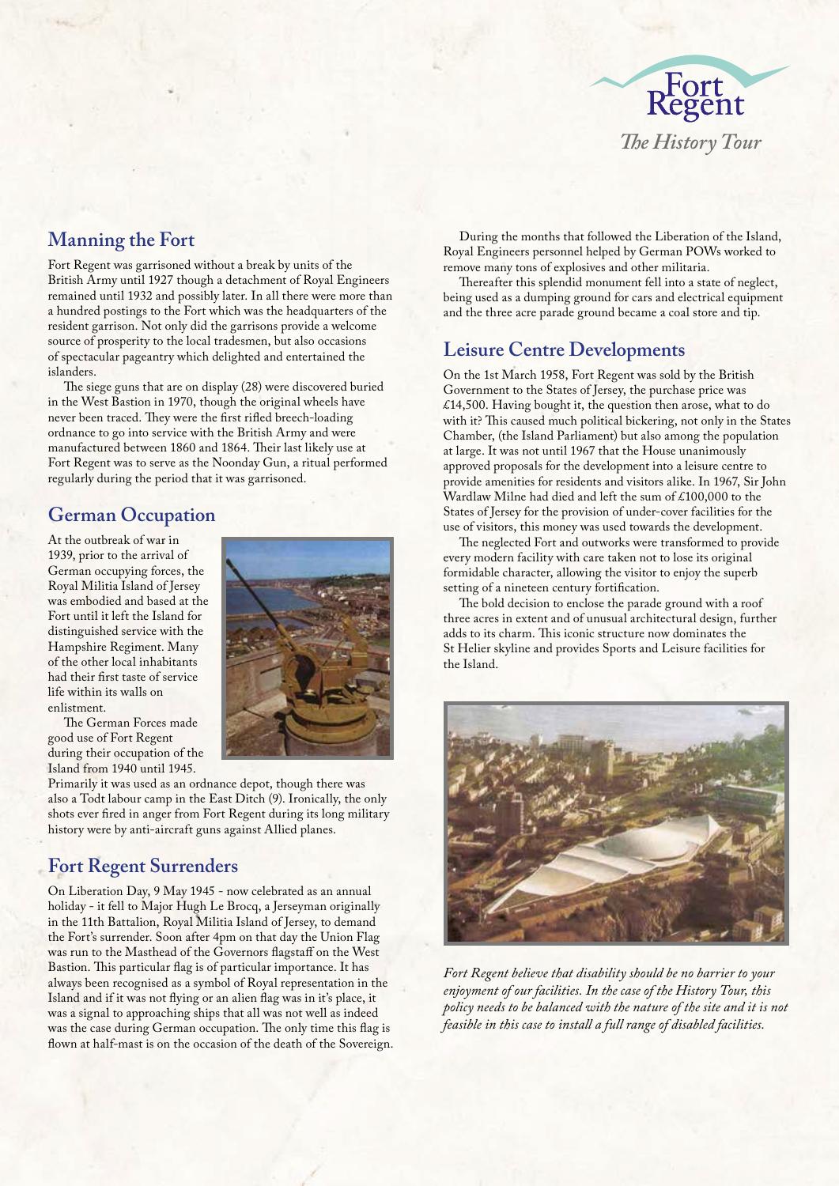## Manning the Fort

Fort Regent was garrisoned without a break by units of the British Army until 1927 though a detachment of Royal Engineers remained until 1932 and possibly later. In all there were more than a hundred postings to the Fort which was the headquarters of the resident garrison. Not only did the garrisons provide a welcome source of prosperity to the local tradesmen, but also occasions of spectacular pageantry which delighted and entertained the islanders.

The siege guns that are on display (28) were discovered buried in the West Bastion in 1970, though the original wheels have never been traced. They were the first rifled breech-loading ordnance to go into service with the British Army and were manufactured between 1860 and 1864. Their last likely use at Fort Regent was to serve as the Noonday Gun, a ritual performed regularly during the period that it was garrisoned.

## German Occupation

At the outbreak of war in 1939, prior to the arrival of German occupying forces, the Royal Militia Island of Jersey was embodied and based at the Fort until it left the Island for distinguished service with the Hampshire Regiment. Many of the other local inhabitants had their first taste of service life within its walls on enlistment.

The German Forces made good use of Fort Regent during their occupation of the Island from 1940 until 1945. Primarily it was used as an ordnance depot, though there was also a Todt labour camp in the East Ditch (9). Ironically, the only shots ever fired in anger from Fort Regent during its long military history were by anti-aircraft guns against Allied planes.

## Fort Regent Surrenders

On Liberation Day, 9 May 1945 - now celebrated as an annual holiday - it fell to Major Hugh Le Brocq, a Jerseyman originally in the 11th Battalion, Royal Militia Island of Jersey, to demand the Fort's surrender. Soon after 4pm on that day the Union Flag was run to the Masthead of the Governors flagstaff on the West Bastion. This particular flag is of particular importance. It has always been recognised as a symbol of Royal representation in the Island and if it was not flying or an alien flag was in it's place, it was a signal to approaching ships that all was not well as indeed was the case during German occupation. The only time this flag is flown at half-mast is on the occasion of the death of the Sovereign.

During the months that followed the Liberation of the Island, Royal Engineers personnel helped by German POWs worked to remove many tons of explosives and other militaria.

Thereafter this splendid monument fell into a state of neglect, being used as a dumping ground for cars and electrical equipment and the three acre parade ground became a coal store and tip.

## Leisure Centre Developments

On the 1st March 1958, Fort Regent was sold by the British Government to the States of Jersey, the purchase price was £14,500. Having bought it, the question then arose, what to do with it? This caused much political bickering, not only in the States Chamber, (the Island Parliament) but also among the population at large. It was not until 1967 that the House unanimously approved proposals for the development into a leisure centre to provide amenities for residents and visitors alike. In 1967, Sir John Wardlaw Milne had died and left the sum of £100,000 to the States of Jersey for the provision of under-cover facilities for the use of visitors, this money was used towards the development.

The neglected Fort and outworks were transformed to provide every modern facility with care taken not to lose its original formidable character, allowing the visitor to enjoy the superb setting of a nineteen century fortification.

The bold decision to enclose the parade ground with a roof three acres in extent and of unusual architectural design, further adds to its charm. This iconic structure now dominates the St Helier skyline and provides Sports and Leisure facilities for the Island.

*Fort Regent believe that disability should be no barrier to your enjoyment of our facilities. In the case of the History Tour, this policy needs to be balanced with the nature of the site and it is not feasible in this case to install a full range of disabled facilities.*